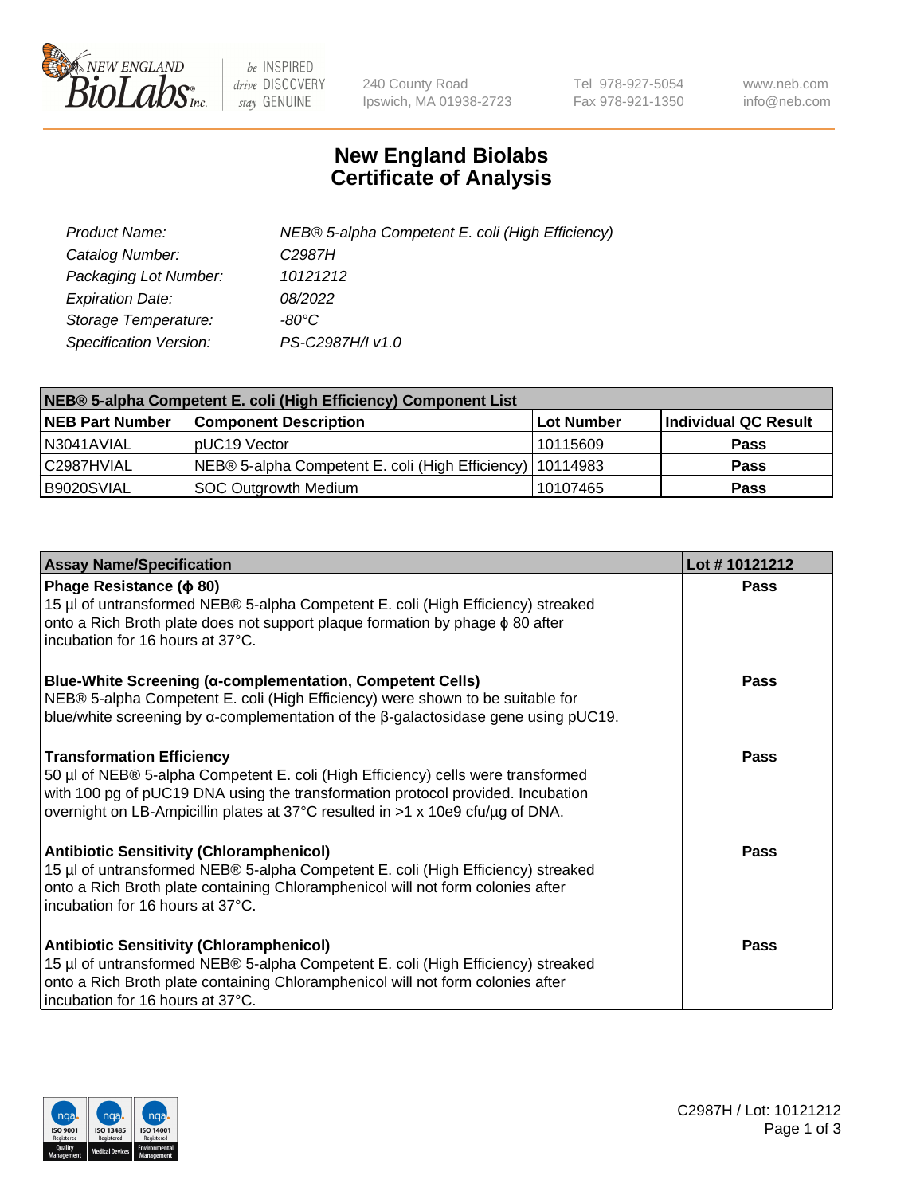# New England Biolabs Certificate of Analysis

240 County Road
Ipswich, MA 01938-2723

Tel 978-927-5054
Fax 978-921-1350

www.neb.com
info@neb.com

| | |
|---|---|
| *Product Name:* | *NEB® 5-alpha Competent E. coli (High Efficiency)* |
| *Catalog Number:* | *C2987H* |
| *Packaging Lot Number:* | *10121212* |
| *Expiration Date:* | *08/2022* |
| *Storage Temperature:* | *-80°C* |
| *Specification Version:* | *PS-C2987H/I v1.0* |

| NEB® 5-alpha Competent E. coli (High Efficiency) Component List | | | |
|---|---|---|---|
| **NEB Part Number** | **Component Description** | **Lot Number** | **Individual QC Result** |
| N3041AVIAL | pUC19 Vector | 10115609 | **Pass** |
| C2987HVIAL | NEB® 5-alpha Competent E. coli (High Efficiency) | 10114983 | **Pass** |
| B9020SVIAL | SOC Outgrowth Medium | 10107465 | **Pass** |

| Assay Name/Specification | Lot # 10121212 |
|---|---|
| **Phage Resistance (ϕ 80)** 15 µl of untransformed NEB® 5-alpha Competent E. coli (High Efficiency) streaked onto a Rich Broth plate does not support plaque formation by phage ϕ 80 after incubation for 16 hours at 37°C. | **Pass** |
| **Blue-White Screening (α-complementation, Competent Cells)** NEB® 5-alpha Competent E. coli (High Efficiency) were shown to be suitable for blue/white screening by α-complementation of the β-galactosidase gene using pUC19. | **Pass** |
| **Transformation Efficiency** 50 µl of NEB® 5-alpha Competent E. coli (High Efficiency) cells were transformed with 100 pg of pUC19 DNA using the transformation protocol provided. Incubation overnight on LB-Ampicillin plates at 37°C resulted in >1 x 10e9 cfu/µg of DNA. | **Pass** |
| **Antibiotic Sensitivity (Chloramphenicol)** 15 µl of untransformed NEB® 5-alpha Competent E. coli (High Efficiency) streaked onto a Rich Broth plate containing Chloramphenicol will not form colonies after incubation for 16 hours at 37°C. | **Pass** |
| **Antibiotic Sensitivity (Chloramphenicol)** 15 µl of untransformed NEB® 5-alpha Competent E. coli (High Efficiency) streaked onto a Rich Broth plate containing Chloramphenicol will not form colonies after incubation for 16 hours at 37°C. | **Pass** |

C2987H / Lot: 10121212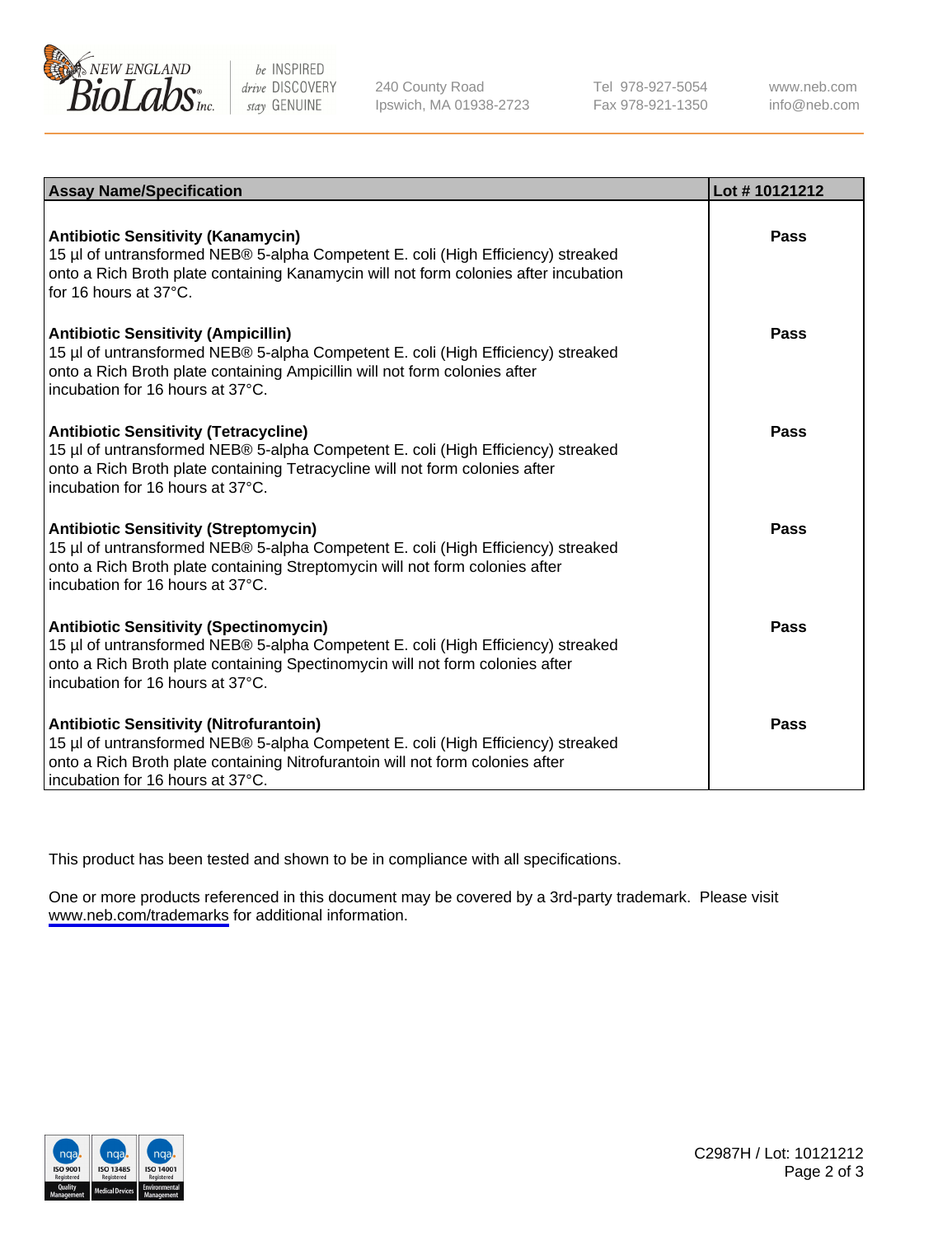| Assay Name/Specification | Lot # 10121212 |
|---|---|
| **Antibiotic Sensitivity (Kanamycin)**<br>15 µl of untransformed NEB® 5-alpha Competent E. coli (High Efficiency) streaked onto a Rich Broth plate containing Kanamycin will not form colonies after incubation for 16 hours at 37°C. | Pass |
| **Antibiotic Sensitivity (Ampicillin)**<br>15 µl of untransformed NEB® 5-alpha Competent E. coli (High Efficiency) streaked onto a Rich Broth plate containing Ampicillin will not form colonies after incubation for 16 hours at 37°C. | Pass |
| **Antibiotic Sensitivity (Tetracycline)**<br>15 µl of untransformed NEB® 5-alpha Competent E. coli (High Efficiency) streaked onto a Rich Broth plate containing Tetracycline will not form colonies after incubation for 16 hours at 37°C. | Pass |
| **Antibiotic Sensitivity (Streptomycin)**<br>15 µl of untransformed NEB® 5-alpha Competent E. coli (High Efficiency) streaked onto a Rich Broth plate containing Streptomycin will not form colonies after incubation for 16 hours at 37°C. | Pass |
| **Antibiotic Sensitivity (Spectinomycin)**<br>15 µl of untransformed NEB® 5-alpha Competent E. coli (High Efficiency) streaked onto a Rich Broth plate containing Spectinomycin will not form colonies after incubation for 16 hours at 37°C. | Pass |
| **Antibiotic Sensitivity (Nitrofurantoin)**<br>15 µl of untransformed NEB® 5-alpha Competent E. coli (High Efficiency) streaked onto a Rich Broth plate containing Nitrofurantoin will not form colonies after incubation for 16 hours at 37°C. | Pass |

This product has been tested and shown to be in compliance with all specifications.

One or more products referenced in this document may be covered by a 3rd-party trademark. Please visit www.neb.com/trademarks for additional information.

C2987H / Lot: 10121212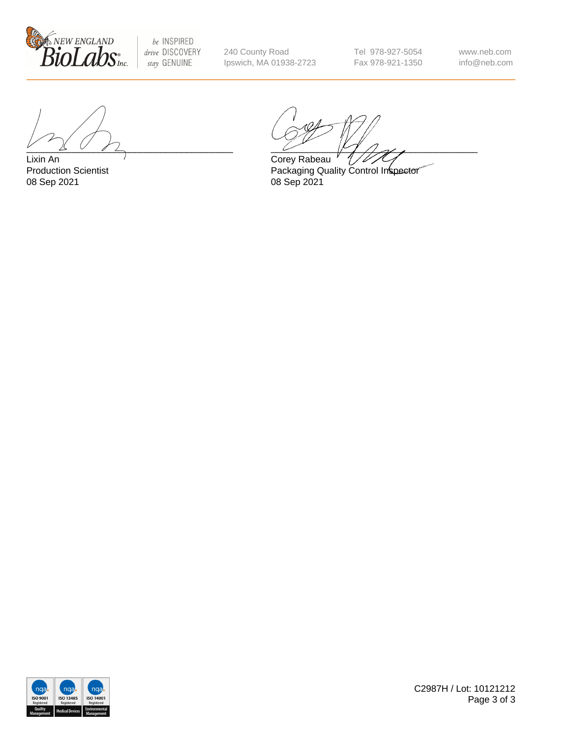Lixin An
Production Scientist
08 Sep 2021

Corey Rabeau
Packaging Quality Control Inspector
08 Sep 2021

C2987H / Lot: 10121212